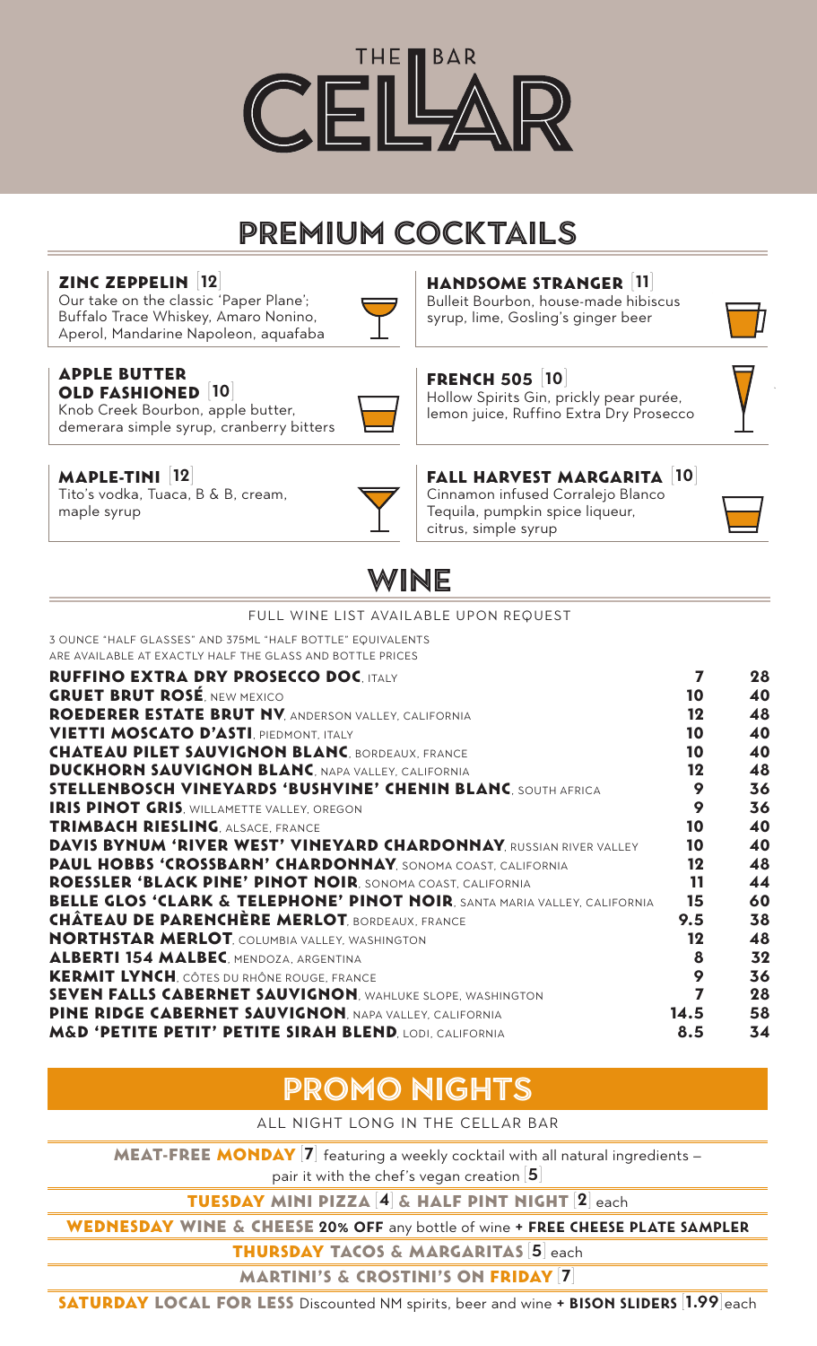# THE BAR CELLAR

## PREMIUM COCKTAILS

**ZINC ZEPPELIN** 12
Our take on the classic 'Paper Plane'; Buffalo Trace Whiskey, Amaro Nonino, Aperol, Mandarine Napoleon, aquafaba

**APPLE BUTTER OLD FASHIONED** 10
Knob Creek Bourbon, apple butter, demerara simple syrup, cranberry bitters

**MAPLE-TINI** 12
Tito's vodka, Tuaca, B & B, cream, maple syrup

**HANDSOME STRANGER** 11
Bulleit Bourbon, house-made hibiscus syrup, lime, Gosling's ginger beer

**FRENCH 505** 10
Hollow Spirits Gin, prickly pear purée, lemon juice, Ruffino Extra Dry Prosecco

**FALL HARVEST MARGARITA** 10
Cinnamon infused Corralejo Blanco Tequila, pumpkin spice liqueur, citrus, simple syrup

## WINE

FULL WINE LIST AVAILABLE UPON REQUEST

3 OUNCE "HALF GLASSES" AND 375ML "HALF BOTTLE" EQUIVALENTS ARE AVAILABLE AT EXACTLY HALF THE GLASS AND BOTTLE PRICES

| Wine | Glass | Bottle |
|---|---|---|
| **RUFFINO EXTRA DRY PROSECCO DOC**, ITALY | 7 | 28 |
| **GRUET BRUT ROSÉ**, NEW MEXICO | 10 | 40 |
| **ROEDERER ESTATE BRUT NV**, ANDERSON VALLEY, CALIFORNIA | 12 | 48 |
| **VIETTI MOSCATO D'ASTI**, PIEDMONT, ITALY | 10 | 40 |
| **CHATEAU PILET SAUVIGNON BLANC**, BORDEAUX, FRANCE | 10 | 40 |
| **DUCKHORN SAUVIGNON BLANC**, NAPA VALLEY, CALIFORNIA | 12 | 48 |
| **STELLENBOSCH VINEYARDS 'BUSHVINE' CHENIN BLANC**, SOUTH AFRICA | 9 | 36 |
| **IRIS PINOT GRIS**, WILLAMETTE VALLEY, OREGON | 9 | 36 |
| **TRIMBACH RIESLING**, ALSACE, FRANCE | 10 | 40 |
| **DAVIS BYNUM 'RIVER WEST' VINEYARD CHARDONNAY**, RUSSIAN RIVER VALLEY | 10 | 40 |
| **PAUL HOBBS 'CROSSBARN' CHARDONNAY**, SONOMA COAST, CALIFORNIA | 12 | 48 |
| **ROESSLER 'BLACK PINE' PINOT NOIR**, SONOMA COAST, CALIFORNIA | 11 | 44 |
| **BELLE GLOS 'CLARK & TELEPHONE' PINOT NOIR**, SANTA MARIA VALLEY, CALIFORNIA | 15 | 60 |
| **CHÂTEAU DE PARENCHÈRE MERLOT**, BORDEAUX, FRANCE | 9.5 | 38 |
| **NORTHSTAR MERLOT**, COLUMBIA VALLEY, WASHINGTON | 12 | 48 |
| **ALBERTI 154 MALBEC**, MENDOZA, ARGENTINA | 8 | 32 |
| **KERMIT LYNCH**, CÔTES DU RHÔNE ROUGE, FRANCE | 9 | 36 |
| **SEVEN FALLS CABERNET SAUVIGNON**, WAHLUKE SLOPE, WASHINGTON | 7 | 28 |
| **PINE RIDGE CABERNET SAUVIGNON**, NAPA VALLEY, CALIFORNIA | 14.5 | 58 |
| **M&D 'PETITE PETIT' PETITE SIRAH BLEND**, LODI, CALIFORNIA | 8.5 | 34 |

## PROMO NIGHTS

ALL NIGHT LONG IN THE CELLAR BAR

**MEAT-FREE MONDAY** 7 featuring a weekly cocktail with all natural ingredients – pair it with the chef's vegan creation 5

**TUESDAY MINI PIZZA** 4 **& HALF PINT NIGHT** 2 each

**WEDNESDAY WINE & CHEESE 20% OFF** any bottle of wine **+ FREE CHEESE PLATE SAMPLER**

**THURSDAY TACOS & MARGARITAS** 5 each

**MARTINI'S & CROSTINI'S ON FRIDAY** 7

**SATURDAY LOCAL FOR LESS** Discounted NM spirits, beer and wine **+ BISON SLIDERS** 1.99 each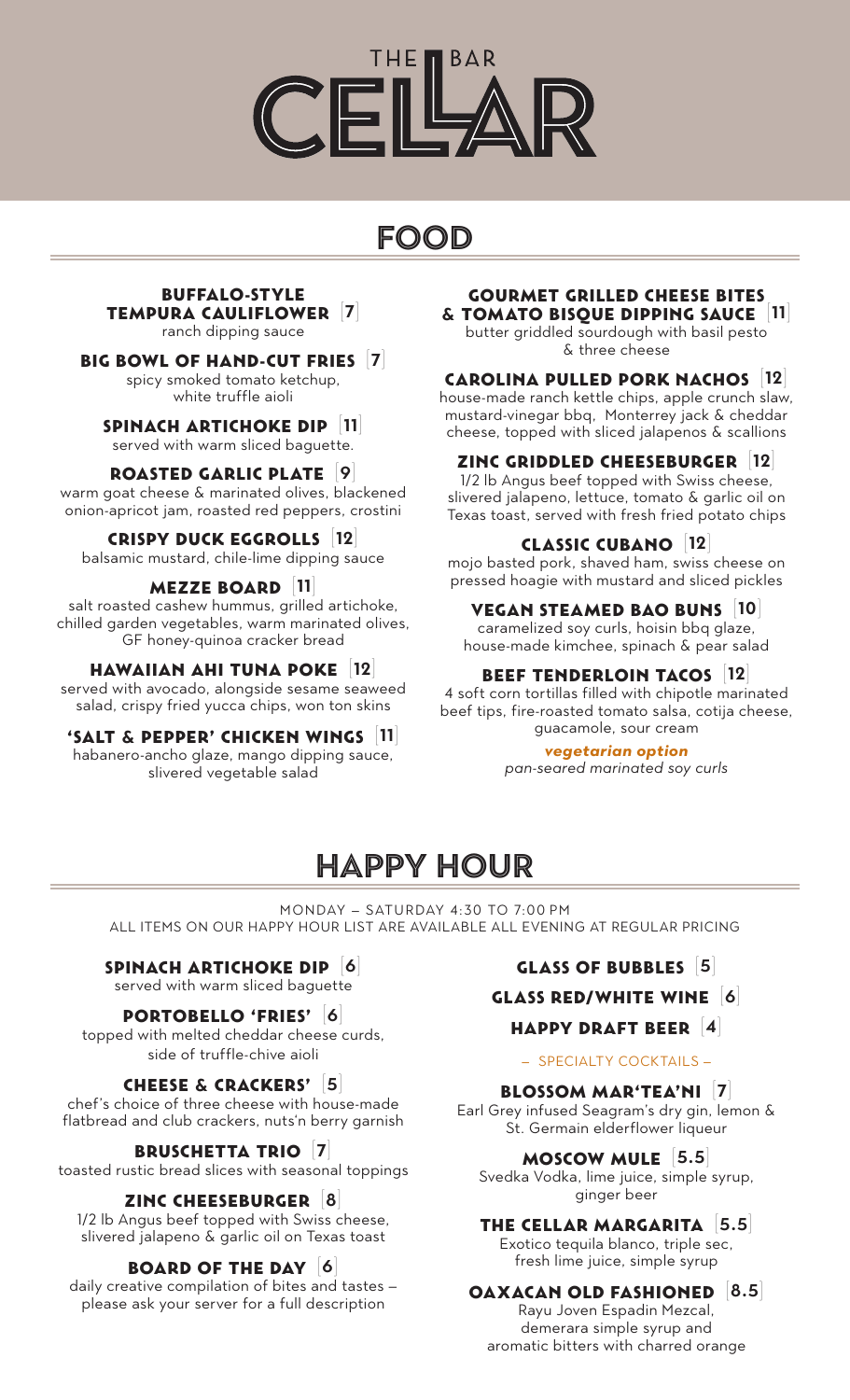# THE BAR CELLAR

## FOOD

### BUFFALO-STYLE TEMPURA CAULIFLOWER | 7
ranch dipping sauce

### BIG BOWL OF HAND-CUT FRIES | 7
spicy smoked tomato ketchup, white truffle aioli

### SPINACH ARTICHOKE DIP | 11
served with warm sliced baguette.

### ROASTED GARLIC PLATE | 9
warm goat cheese & marinated olives, blackened onion-apricot jam, roasted red peppers, crostini

### CRISPY DUCK EGGROLLS | 12
balsamic mustard, chile-lime dipping sauce

### MEZZE BOARD | 11
salt roasted cashew hummus, grilled artichoke, chilled garden vegetables, warm marinated olives, GF honey-quinoa cracker bread

### HAWAIIAN AHI TUNA POKE | 12
served with avocado, alongside sesame seaweed salad, crispy fried yucca chips, won ton skins

### 'SALT & PEPPER' CHICKEN WINGS | 11
habanero-ancho glaze, mango dipping sauce, slivered vegetable salad

### GOURMET GRILLED CHEESE BITES & TOMATO BISQUE DIPPING SAUCE | 11
butter griddled sourdough with basil pesto & three cheese

### CAROLINA PULLED PORK NACHOS | 12
house-made ranch kettle chips, apple crunch slaw, mustard-vinegar bbq, Monterrey jack & cheddar cheese, topped with sliced jalapenos & scallions

### ZINC GRIDDLED CHEESEBURGER | 12
1/2 lb Angus beef topped with Swiss cheese, slivered jalapeno, lettuce, tomato & garlic oil on Texas toast, served with fresh fried potato chips

### CLASSIC CUBANO | 12
mojo basted pork, shaved ham, swiss cheese on pressed hoagie with mustard and sliced pickles

### VEGAN STEAMED BAO BUNS | 10
caramelized soy curls, hoisin bbq glaze, house-made kimchee, spinach & pear salad

### BEEF TENDERLOIN TACOS | 12
4 soft corn tortillas filled with chipotle marinated beef tips, fire-roasted tomato salsa, cotija cheese, guacamole, sour cream

***vegetarian option***
*pan-seared marinated soy curls*

## HAPPY HOUR

MONDAY – SATURDAY 4:30 TO 7:00 PM
ALL ITEMS ON OUR HAPPY HOUR LIST ARE AVAILABLE ALL EVENING AT REGULAR PRICING

### SPINACH ARTICHOKE DIP | 6
served with warm sliced baguette

### PORTOBELLO 'FRIES' | 6
topped with melted cheddar cheese curds, side of truffle-chive aioli

### CHEESE & CRACKERS' | 5
chef's choice of three cheese with house-made flatbread and club crackers, nuts'n berry garnish

### BRUSCHETTA TRIO | 7
toasted rustic bread slices with seasonal toppings

### ZINC CHEESEBURGER | 8
1/2 lb Angus beef topped with Swiss cheese, slivered jalapeno & garlic oil on Texas toast

### BOARD OF THE DAY | 6
daily creative compilation of bites and tastes – please ask your server for a full description

### GLASS OF BUBBLES | 5

### GLASS RED/WHITE WINE | 6

### HAPPY DRAFT BEER | 4

– SPECIALTY COCKTAILS –

### BLOSSOM MAR'TEA'NI | 7
Earl Grey infused Seagram's dry gin, lemon & St. Germain elderflower liqueur

### MOSCOW MULE | 5.5
Svedka Vodka, lime juice, simple syrup, ginger beer

### THE CELLAR MARGARITA | 5.5
Exotico tequila blanco, triple sec, fresh lime juice, simple syrup

### OAXACAN OLD FASHIONED | 8.5
Rayu Joven Espadin Mezcal, demerara simple syrup and aromatic bitters with charred orange